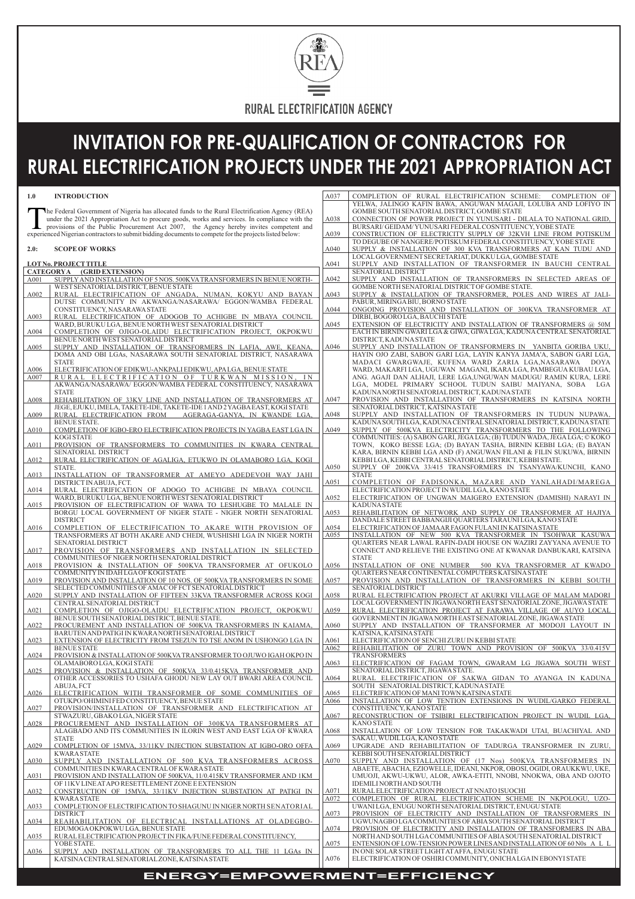RURAL ELECTRIFICATION AGENCY

# INVITATION FOR PRE-QUALIFICATION OF CONTRACTORS FOR RURAL ELECTRIFICATION PROJECTS UNDER THE 2021 APPROPRIATION ACT

## 1.0 INTRODUCTION

The Federal Government of Nigeria has allocated funds to the Rural Electrification Agency (REA) under the 2021 Appropriation Act to procure goods, works and services. In compliance with the provisions of the Public Procurement Act 2007, the Agency hereby invites competent and experienced Nigerian contractors to submit bidding documents to compete for the projects listed below:

## 2.0: SCOPE OF WORKS

| LOT No. | PROJECT TITLE |
|---|---|
| **CATEGORY A** | **(GRID EXTENSION)** |
| A001 | SUPPLY AND INSTALLATION OF 5 NOS. 500KVA TRANSFORMERS IN BENUE NORTH-WEST SENATORIAL DISTRICT, BENUE STATE |
| A002 | RURAL ELECTRIFICATION OF ANGADA, NUMAN, KOKYU AND BAYAN DUTSE COMMUNITY IN AKWANGA/NASARAWA/ EGGON/WAMBA FEDERAL CONSTITUENCY, NASARAWA STATE |
| A003 | RURAL ELECTRIFICATION OF ADOGOB TO ACHIGBE IN MBAYA COUNCIL WARD, BURUKU LGA, BENUE NORTH WEST SENATORIAL DISTRICT |
| A004 | COMPLETION OF OJIGO-OLAIDU ELECTRIFICATION PROJECT, OKPOKWU BENUE NORTH WEST SENATORIAL DISTRICT |
| A005 | SUPPLY AND INSTALLATION OF TRANSFORMERS IN LAFIA, AWE, KEANA, DOMA AND OBI LGAs, NASARAWA SOUTH SENATORIAL DISTRICT, NASARAWA STATE |
| A006 | ELECTRIFICATION OF EDIKWU-ANKPALI EDIKWU, APA LGA, BENUE STATE |
| A007 | RURAL ELECTRIFICATION OF TURKWAN MISSION, IN AKWANGA/NASARAWA/ EGGON/WAMBA FEDERAL CONSTITUENCY, NASARAWA STATE |
| A008 | REHABILITATION OF 33KV LINE AND INSTALLATION OF TRANSFORMERS AT JEGE, EJUKU, IMELA, TAKETE-IDE, TAKETE-IDE 1 AND 2 YAGBA EAST, KOGI STATE |
| A009 | RURAL ELECTRIFICATION FROM AGERAGA-GANYA, IN KWANDE LGA, BENUE STATE. |
| A010 | COMPLETION OF IGBO-ERO ELECTRIFICATION PROJECTS IN YAGBA EAST LGA IN KOGI STATE |
| A011 | PROVISION OF TRANSFORMERS TO COMMUNITIES IN KWARA CENTRAL SENATORIAL DISTRICT |
| A012 | RURAL ELECTRIFICATION OF AGALIGA, ETUKWO IN OLAMABORO LGA, KOGI STATE. |
| A013 | INSTALLATION OF TRANSFORMER AT AMEYO ADEDEVOH WAY JAHI DISTRICT IN ABUJA, FCT. |
| A014 | RURAL ELECTRIFICATION OF ADOGO TO ACHIGBE IN MBAYA COUNCIL WARD, BURUKU LGA, BENUE NORTH WEST SENATORIAL DISTRICT |
| A015 | PROVISION OF ELECTRIFICATION OF WAWA TO LESHUGBE TO MALALE IN BORGU LOCAL GOVERNMENT OF NIGER STATE - NIGER NORTH SENATORIAL DISTRICT |
| A016 | COMPLETION OF ELECTRIFICATION TO AKARE WITH PROVISION OF TRANSFORMERS AT BOTH AKARE AND CHEDI, WUSHISHI LGA IN NIGER NORTH SENATORIAL DISTRICT |
| A017 | PROVISION OF TRANSFORMERS AND INSTALLATION IN SELECTED COMMUNITIES OF NIGER NORTH SENATORIAL DISTRICT |
| A018 | PROVISION & INSTALLATION OF 500KVA TRANSFORMER AT OFUKOLO COMMUNITY IN IDAH LGA OF KOGI STATE |
| A019 | PROVISION AND INSTALLATION OF 10 NOS. OF 500KVA TRANSFORMERS IN SOME SELECTED COMMUNITIES OF AMAC OF FCT SENATORIAL DISTRICT |
| A020 | SUPPLY AND INSTALLATION OF FIFTEEN 33KVA TRANSFORMER ACROSS KOGI CENTRAL SENATORIAL DISTRICT |
| A021 | COMPLETION OF OJIGO-OLAIDU ELECTRIFICATION PROJECT, OKPOKWU BENUE SOUTH SENATORIAL DISTRICT, BENUE STATE. |
| A022 | PROCUREMENT AND INSTALLATION OF 500KVA TRANSFORMERS IN KAIAMA, BARUTEN AND PATIGI IN KWARA NORTH SENATORIAL DISTRICT |
| A023 | EXTENSION OF ELECTRICITY FROM TSEZUN TO TSE ANOM IN USHONGO LGA IN BENUE STATE |
| A024 | PROVISION & INSTALLATION OF 500KVA TRANSFORMER TO OJUWO IGAH OKPO IN OLAMABORO LGA, KOGI STATE |
| A025 | PROVISION & INSTALLATION OF 500KVA 33/0.415KVA TRANSFORMER AND OTHER ACCESSORIES TO USHAFA GHODU NEW LAY OUT BWARI AREA COUNCIL ABUJA, FCT |
| A026 | ELECTRIFICATION WITH TRANSFORMER OF SOME COMMUNITIES OF OTUKPO/OHIMINI FED CONSTITUENCY, BENUE STATE |
| A027 | PROVISION/INSTALLATION OF TRANSFORMER AND ELECTRIFICATION AT STWAZURU, GBAKO LGA, NIGER STATE |
| A028 | PROCUREMENT AND INSTALLATION OF 300KVA TRANSFORMERS AT ALAGBADO AND ITS COMMUNITIES IN ILORIN WEST AND EAST LGA OF KWARA STATE |
| A029 | COMPLETION OF 15MVA, 33/11KV INJECTION SUBSTATION AT IGBO-ORO OFFA KWARA STATE |
| A030 | SUPPLY AND INSTALLATION OF 500 KVA TRANSFORMERS ACROSS COMMUNITIES IN KWARA CENTRAL OF KWARA STATE |
| A031 | PROVISION AND INSTALLATION OF 500KVA, 11/0.415KV TRANSFORMER AND 1KM OF 11KV LINE AT APO RESETTLEMENT ZONE E EXTENSION |
| A032 | CONSTRUCTION OF 15MVA, 33/11KV INJECTION SUBSTATION AT PATIGI IN KWARA STATE |
| A033 | COMPLETION OF ELECTRIFICATION TO SHAGUNU IN NIGER NORTH SENATORIAL DISTRICT |
| A034 | REAHABILITATION OF ELECTRICAL INSTALLATIONS AT OLADEGBO-EDUMOGA OKPOKWU LGA, BENUE STATE |
| A035 | RURAL ELECTRIFICATION PROJECT IN FIKA/FUNE FEDERAL CONSTITUENCY, YOBE STATE. |
| A036 | SUPPLY AND INSTALLATION OF TRANSFORMERS TO ALL THE 11 LGAs IN KATSINA CENTRAL SENATORIAL ZONE, KATSINA STATE |
| A037 | COMPLETION OF RURAL ELECTRIFICATION SCHEME: COMPLETION OF YELWA, JALINGO KAFIN BAWA, ANGUWAN MAGAJI, LOLUBA AND LOFIYO IN GOMBE SOUTH SENATORIAL DISTRICT, GOMBE STATE |
| A038 | CONNECTION OF POWER PROJECT IN YUNUSARI - DILALA TO NATIONAL GRID, BURSARI/ GEIDAM/ YUNUSARI FEDERAL COSNTITUENCY, YOBE STATE |
| A039 | CONSTRUCTION OF ELECTRICITY SUPPLY OF 32KVH LINE FROM POTISKUM TO DEGUBE OF NANGERE/POTISKUM FEDERAL CONSTITUENCY, YOBE STATE |
| A040 | SUPPLY & INSTALLATION OF 300 KVA TRANSFORMERS AT KAN TUDU AND LOCAL GOVERNMENT SECRETARIAT, DUKKU LGA, GOMBE STATE |
| A041 | SUPPLY AND INSTALLATION OF TRANSFORMER IN BAUCHI CENTRAL SENATORIAL DISTRICT |
| A042 | SUPPLY AND INSTALLATION OF TRANSFORMERS IN SELECTED AREAS OF GOMBE NORTH SENATORIAL DISTRICT OF GOMBE STATE. |
| A043 | SUPPLY & INSTALLATION OF TRANSFORMER, POLES AND WIRES AT JALI-PABUR, MIRINGA BIU, BORNO STATE |
| A044 | ONGOING PROVISION AND INSTALLATION OF 300KVA TRANSFORMER AT DIRBI, BOGORO LGA, BAUCHI STATE |
| A045 | EXTENSION OF ELECTRICITY AND INSTALLATION OF TRANSFORMERS @ 50M EACH IN BIRNIN GWARI LGA & GIWA, GIWA LGA, KADUNA CENTRAL SENATORIAL DISTRICT, KADUNA STATE |
| A046 | SUPPLY AND INSTALLATION OF TRANSFORMERS IN YANBITA GORIBA UKU, HAYIN OJO ZABI, SABON GARI LGA, LAYIN KANYA JAMA'A, SABON GARI LGA, MADACI GWARGWAJE, KUFENA WARD ZARIA LGA,NASARAWA DOYA WARD, MAKARFI LGA, UGUWAN MAGANI, IKARA LGA, PAMBEGUA KUBAU LGA, ANG. AGAJI DAN ALHAJI, LERE LGA,UNGUWAN MADUGU RAMIN KURA, LERE LGA, MODEL PRIMARY SCHOOL TUDUN SAIBU MAIYANA, SOBA LGA KADUNA NORTH SENATORIAL DISTRICT, KADUNA STATE |
| A047 | PROVISION AND INSTALLATION OF TRANSFORMERS IN KATSINA NORTH SENATORIAL DISTRICT, KATSINA STATE |
| A048 | SUPPLY AND INSTALLATION OF TRANSFORMERS IN TUDUN NUPAWA, KADUNA SOUTH LGA, KADUNA CENTRAL SENATORIAL DISTRICT, KADUNA STATE |
| A049 | SUPPLY OF 500KVA ELECTRICITY TRANSFORMERS TO THE FOLLOWING COMMUNITIES: (A) SABON GARI, JEGA LGA; (B) TUDUN WADA, JEGA LGA; © KOKO TOWN, KOKO BESSE LGA; (D) BAYAN TASHA, BIRNIN KEBBI LGA; (E) BAYAN KARA, BIRNIN KEBBI LGA AND (F) ANGUWAN FILANI & FILIN SUKUWA, BIRNIN KEBBI LGA, KEBBI CENTRAL SENATORIAL DISTRICT, KEBBI STATE. |
| A050 | SUPPLY OF 200KVA 33/415 TRANSFORMERS IN TSANYAWA/KUNCHI, KANO STATE |
| A051 | COMPLETION OF FADISONKA, MAZARE AND YANLAHADI/MAREGA ELECTRIFICATION PROJECT IN WUDIL LGA, KANO STATE |
| A052 | ELECTRIFICATION OF UNGWAN MAIGERO EXTENSION (DAMISHI) NARAYI IN KADUNA STATE |
| A053 | REHABILITATION OF NETWORK AND SUPPLY OF TRANSFORMER AT HAJIYA DANDALE STREET BABBANGIJI QUARTERS TARAUNI LGA, KANO STATE |
| A054 | ELECTRIFICATION OF JAMAAR FAGON FULANI IN KATSINA STATE |
| A055 | INSTALLATION OF NEW 500 KVA TRANSFORMER IN TSOHWAR KASUWA QUARTERS NEAR LAWAL RAFIN-DADI HOUSE ON WAZIRI ZAYYANA AVENUE TO CONNECT AND RELIEVE THE EXISTING ONE AT KWANAR DANBUKARI, KATSINA STATE |
| A056 | INSTALLATION OF ONE NUMBER 500 KVA TRANSFORMER AT KWADO QUARTERS NEAR CONTINENTAL COMPUTERS KATSINA STATE |
| A057 | PROVISION AND INSTALLATION OF TRANSFORMERS IN KEBBI SOUTH SENATORIAL DISTRICT |
| A058 | RURAL ELECTRIFICATION PROJECT AT AKURKI VILLAGE OF MALAM MADORI LOCAL GOVERNMENT IN JIGAWA NORTH EAST SENATORIAL ZONE, JIGAWA STATE |
| A059 | RURAL ELECTRIFICATION PROJECT AT FARAWA VILLAGE OF AUYO LOCAL GOVERNMENT IN JIGAWA NORTH EAST SENATORIAL ZONE, JIGAWA STATE |
| A060 | SUPPLY AND INSTALLATION OF TRANSFORMER AT MODOJI LAYOUT IN KATSINA, KATSINA STATE |
| A061 | ELECTRIFICATION OF SENCHI ZURU IN KEBBI STATE |
| A062 | REHABILITATION OF ZURU TOWN AND PROVISION OF 500KVA 33/0.415V TRANSFORMERS |
| A063 | ELECTRIFICATION OF FAGAM TOWN, GWARAM LG JIGAWA SOUTH WEST SENATORIAL DISTRICT, JIGAWA STATE. |
| A064 | RURAL ELECTRIFICATION OF SAKWA GIDAN TO AYANGA IN KADUNA SOUTH SENATORIAL DISTRICT, KADUNA STATE |
| A065 | ELECTRIFICATION OF MANI TOWN KATSINA STATE |
| A066 | INSTALLATION OF LOW TENTION EXTENSIONS IN WUDIL/GARKO FEDERAL CONSTITUENCY, KANO STATE |
| A067 | RECONSTRUCTION OF TSIBIRI ELECTRIFICATION PROJECT IN WUDIL LGA, KANO STATE |
| A068 | INSTALLATION OF LOW TENSION FOR TAKAKWADI UTAI, BUACHIYAL AND SAKAU, WUDIL LGA, KANO STATE |
| A069 | UPGRADE AND REHABILITATION OF TADURGA TRANSFORMER IN ZURU, KEBBI SOUTH SENATORIAL DISTRICT |
| A070 | SUPPLY AND INSTALLATION OF (17 Nos) 500KVA TRANSFORMERS IN ABAETE, ABACHA, EZIOWELLE, IDEANI, NKPOR, OBOSI, OGIDI, ORAUKKWU, UKE, UMUOJI, AKWU-UKWU, ALOR, AWKA-ETITI, NNOBI, NNOKWA, OBA AND OJOTO IDEMILI NORTH AND SOUTH |
| A071 | RURAL ELECTRIFICATION PROJECT AT NNATO ISUOCHI |
| A072 | COMPLETION OF RURAL ELECTRIFICATION SCHEME IN NKPOLOGU, UZO-UWANI LGA, ENUGU NORTH SENATORIAL DISTRICT, ENUGU STATE |
| A073 | PROVISION OF ELECTRICITY AND INSTALLATION OF TRANSFORMERS IN UGWUNAGBO LGA COMMUNITIES OF ABIA SOUTH SENATORIAL DISTRICT |
| A074 | PROVISION OF ELECTRICITY AND INSTALLATION OF TRANSFORMERS IN ABA NORTH AND SOUTH LGA COMMUNITIES OF ABIA SOUTH SENATORIAL DISTRICT |
| A075 | ENTENSION OF LOW-TENSION POWER LINES AND INSTALLATION OF 60 N0s A L L IN ONE SOLAR STREET LIGHT AT AFFA, ENUGU STATE |
| A076 | ELECTRIFICATION OF OSHIRI COMMUNITY, ONICHA LGA IN EBONYI STATE |

ENERGY=EMPOWERMENT=EFFICIENCY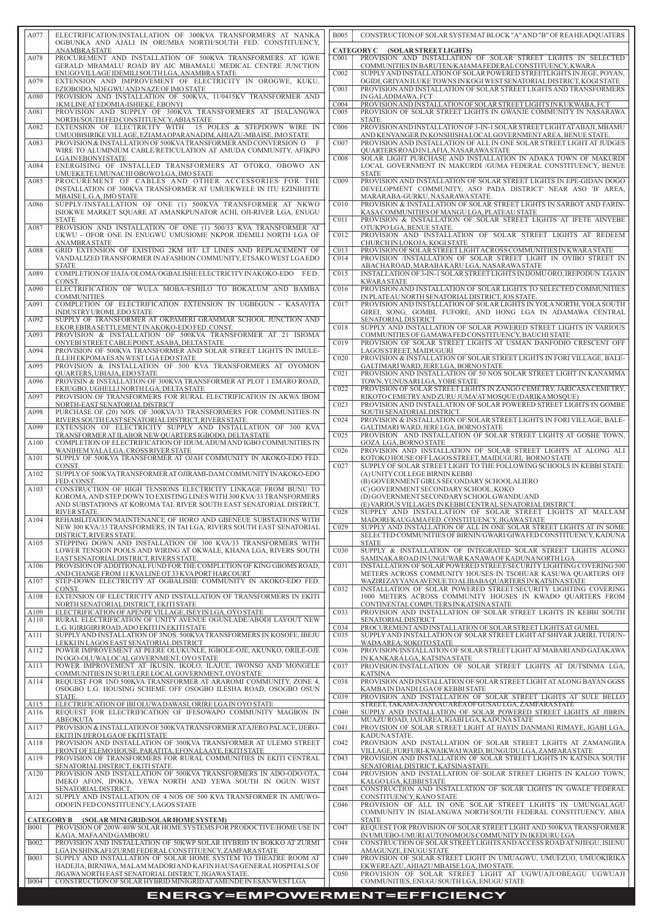| | |
|---|---|
| A077 | ELECTRIFICATION/INSTALLATION OF 300KVA TRANSFORMERS AT NANKA OGBUNKA AND AJALI IN ORUMBA NORTH/SOUTH FED. CONSTITUENCY, ANAMBRA STATE |
| A078 | PROCUREMENT AND INSTALLATION OF 500KVA TRANSFORMERS AT IGWE GERALD MBAMALU ROAD BY AIC MBAMALU MEDICAL CENTRE JUNCTION ENUGO VILLAGE IDEMILI SOUTH LGA, ANAMBRA STATE |
| A079 | EXTENSION AND IMPROVEMENT OF ELECTRICITY IN OROGWE, KUKU, EZIOBODO, NDEGWU AND NAZE OF IMO STATE |
| A080 | PROVISION AND INSTALLATION OF 500KVA, 11/0415KV TRANSFORMER AND 1KM LINE AT EDOMIA-ISHIEKE, EBONYI |
| A081 | PROVISION AND SUPPLY OF 300KVA TRANSFORMERS AT ISIALANGWA NORTH/SOUTH FED CONSTITUENCY, ABIA STATE |
| A082 | EXTENSION OF ELECTRICITY WITH 15 POLES & STEPDOWN WIRE IN UMUOBISIRIKE VILLAGE, EZIAMA OPARANADIM, AHIAZU-MBAISE, IMO STATE |
| A083 | PROVISION & INSTALLATION OF 500KVA TRANSFORMER AND CONVERSION O F WIRE TO ALUMINIUM CABLE/RETICULATION AT AMUDA COMMUNITY, AFIKPO LGA IN EBONYI STATE |
| A084 | ENERGISING OF INSTALLED TRANSFORMERS AT OTOKO, OBOWO AN UMUEKETE UMUNACHI OBOWO LGA, IMO STATE |
| A085 | PROCUREMENT OF CABLES AND OTHER ACCESSORIES FOR THE INSTALLATION OF 300KVA TRANSFORMER AT UMUEKWELE IN ITU EZINIHITTE MBAISE L.G.A, IMO STATE |
| A086 | SUPPLY/INSTALLATION OF ONE (1) 500KVA TRANSFORMER AT NKWO ISIOKWE MARKET SQUARE AT AMANKPUNATOR ACHI, OJI-RIVER LGA, ENUGU STATE |
| A087 | PROVISION AND INSTALLATION OF ONE (1) 500/33 KVA TRANSFORMER AT UKWU - OFOR ONE IN ENUGWU UMUSIOME NKPOR IDEMILI NORTH LGA OF ANAMBRA STATE |
| A088 | GRID EXTENSION OF EXISTING 2KM HT/ LT LINES AND REPLACEMENT OF VANDALIZED TRANSFORMER IN AFASHION COMMUNITY, ETSAKO WEST LGA EDO STATE |
| A089 | COMPLETION OF IJAJA/OLOMA/OGBALISHE ELECTRICITY IN AKOKO-EDO FED. CONST. |
| A090 | ELECTRIFICATION OF WULA MOBA-ESHILO TO BOKALUM AND BAMBA COMMUNITIES |
| A091 | COMPLETION OF ELECTRIFICATION EXTENSION IN UGBEGUN - KASAVITA INDUSTRY UROMI, EDO STATE |
| A092 | SUPPLY OF TRANSFORMER AT OKPAMERI GRAMMAR SCHOOL JUNCTION AND EKOR EBIRA SETTLEMENT IN AKOKO-EDO FED. CONST. |
| A093 | PROVISION & INSTALLATION OF 500KVA TRANSFORMER AT 21 ISIOMA ONYEBI STREET CABLE POINT, ASABA, DELTA STATE |
| A094 | PROVISION OF 500KVA TRANSFORMER AND SOLAR STREET LIGHTS IN IMULE-ILLEH EKPOMA ESAN WEST LGA EDO STATE |
| A095 | PROVISION & INSTALLATION OF 500 KVA TRANSFORMERS AT OYOMON QUARTERS, UBIAJA, EDO STATE |
| A096 | PROVISIN & INSTALLATION OF 300KVA TRANSFORMER AT PLOT 1 EMARO ROAD, EKIUGBO, UGHELLI NORTH LGA, DELTA STATE |
| A097 | PROVISION OF TRANSFORMERS FOR RURAL ELECTRIFICATION IN AKWA IBOM NORTH-EAST SENATORIAL DISTRICT |
| A098 | PURCHASE OF (20) NOS. OF 300KVA/33 TRANSFORMERS FOR COMMUNITIES IN RIVERS SOUTH EAST SENATORIAL DISTRICT, RIVERS STATE. |
| A099 | EXTENSION OF ELECTRICITY SUPPLY AND INSTALLATION OF 300 KVA TRANSFORMER AT ILABOR NEW QUARTERS IGBODO, DELTA STATE |
| A100 | COMPLETION OF ELECTRIFICATION OF IDUM, ADUM AND IGBO COMMUNITIES IN WANIHEM YALA LGA, CROSS RIVER STATE |
| A101 | SUPPLY OF 500KVA TRANSFORMER AT OJAH COMMUNITY IN AKOKO-EDO FED. CONST. |
| A102 | SUPPLY OF 500KVA TRANSFORMER AT OJIRAMI-DAM COMMUNITY IN AKOKO-EDO FED. CONST. |
| A103 | CONSTRUCTION OF HIGH TENSIONS ELECTRICITY LINKAGE FROM BUNU TO KOROMA, AND STEP DOWN TO EXISTING LINES WITH 300 KVA/33 TRANSFORMERS AND SUBSTATIONS AT KOROMA TAI, RIVER SOUTH EAST SENATORIAL DISTRICT, RIVER STATE. |
| A104 | REHABILITATION/MAINTENANCE OF HORO AND GBENEUE SUBSTATIONS WITH NEW 300 KVA/33 TRANSFORMERS, IN TAI LGA, RIVERS SOUTH EAST SENATORIAL DISTRICT, RIVERS STATE. |
| A105 | STEPPING DOWN AND INSTALLATION OF 300 KVA/33 TRANSFORMERS WITH LOWER TENSION POOLS AND WIRING AT OKWALE, KHANA LGA, RIVERS SOUTH EAST SENATORIAL DISTRICT, RIVERS STATE. |
| A106 | PROVISION OF ADDITIONAL FUND FOR THE COMPLETION OF KING GBOMS ROAD, AND CHANGE FROM 11 KVA LINE OT 33 KVA PORT HARCOURT |
| A107 | STEP-DOWN ELECTRICITY AT OGBALISHE COMMUNITY IN AKOKO-EDO FED. CONST. |
| A108 | EXTENSION OF ELECTRICITY AND INSTALLATION OF TRANSFORMERS IN EKITI NORTH SENATORIAL DISTRICT, EKITI STATE |
| A109 | ELECTRIFICATION OF APENPE VILLAGE, ISEYIN LGA, OYO STATE |
| A110 | RURAL ELECTRIFICATION OF UNITY AVENUE OGUNLADE/ABODI LAYOUT NEW L.G. IGIRIGIRI ROAD, ADO EKITI IN EKITI STATE |
| A111 | SUPPLY AND INSTALLATION OF 3NOS. 500KVA TRANSFORMERS IN KOSOFE, IBEJU LEKKI IN LAGOS EAST SENATORIAL DISTRICT |
| A112 | POWER IMPROVEMENT AT PEERE OLUKUNLE, IGBOLE-OJE, AKUNKO, ORILE-OJE IN OGO-OLUWA LOCAL GOVERNMENT, OYO STATE |
| A113 | POWER IMPROVEMENT AT IKUSIN, IKOLO, ILAJUE, IWONSO AND MONGELE COMMUNITIES IN SURULERE LOCAL GOVERNMENT, OYO STATE |
| A114 | REQUEST FOR 1NO.500KVA TRANSFORMER AT ARAROMI COMMUNITY, ZONE 4, OSOGBO L.G. HOUSING SCHEME OFF OSOGBO ILESHA ROAD, OSOGBO OSUN STATE. |
| A115 | ELECTRIFICATION OF IBI OLUWA DAWASI, ORIRE LGA IN OYO STATE |
| A116 | REQUEST FOR ELECTRIFICATION OF IFESOWAPO COMMUNITY MAGBON IN ABEOKUTA |
| A117 | PROVISION & INSTALLATION OF 500KVA TRANSFORMER AT AJERO PALACE, IJERO-EKITI IN IJERO LGA OF EKITI STATE |
| A118 | PROVISION AND INSTALLATION OF 300KVA TRANSFORMER AT ULEMO STREET FRONT OF ELEMO HOUSE, PARATITA, EFON ALAAYE, EKITI STATE |
| A119 | PROVISION OF TRANSFORMERS FOR RURAL COMMUNITIES IN EKITI CENTRAL SENATORIAL DISTRICT, EKITI STATE. |
| A120 | PROVISION AND INSTALLATION OF 500KVA TRANSFORMERS IN ADO-ODO/OTA, IMEKO AFON, IPOKIA, YEWA NORTH AND YEWA SOUTH IN OGUN WEST SENATORIAL DISTRICT. |
| A121 | SUPPLY AND INSTALLATION OF 4 NOS OF 500 KVA TRANSFORMER IN AMUWO-ODOFIN FED CONSTITUENCY, LAGOS STATE |

**CATEGORY B (SOLAR MINI GRID/SOLAR HOME SYSTEM)**

| | |
|---|---|
| B001 | PROVISION OF 200W/40W SOLAR HOME SYSTEMS FOR PRODOCTIVE/HOME USE IN KAGA, MAFA AND GAMBORU |
| B002 | PROVISION AND INSTALLATION OF 50KWP SOLAR HYBRID IN BOKKO AT ZURMI LGA IN SHINKAFI/ZURMI FEDERAL CONSTITUENCY, ZAMFARA STATE |
| B003 | SUPPLY AND INSTALLATION OF SOLAR HOME SYSTEM TO THEATRE ROOM AT HADEJIA, BIRNIWA, MALAM MADORI AND KAFIN HAUSA GENERAL HOSPITALS OF JIGAWA NORTH EAST SENATORIAL DISTRICT, JIGAWA STATE. |
| B004 | CONSTRUCTION OF SOLAR HYBRID MINIGRID AT AMENDE IN ESAN WEST LGA |
| B005 | CONSTRUCTION OF SOLAR SYSTEM AT BLOCK "A" AND "B" OF REA HEADQUARTERS |

**CATEGORY C (SOLAR STREET LIGHTS)**

| | |
|---|---|
| C001 | PROVISION AND INSTALLATION OF SOLAR STREET LIGHTS IN SELECTED COMMUNITIES IN BARUTEN/KAIAMA FEDERAL CONSTITUENCY, KWARA |
| C002 | SUPPLY AND INSTALLATION OF SOLAR POWERED STREETLIGHTS IN JEGE, POYAN, OGIDI, GRIYAN ILUKE TOWNS IN KOGI WEST SENATORIAL DISTRICT, KOGI STATE |
| C003 | PROVISION AND INSTALLATION OF SOLAR STREET LIGHTS AND TRANSFORMERS IN GALADIMAWA, FCT |
| C004 | PROVISION AND INSTALLATION OF SOLAR STREET LIGHTS IN KUKWABA, FCT |
| C005 | PROVISION OF SOLAR STREET LIGHTS IN GWANJE COMMUNITY IN NASARAWA STATE. |
| C006 | PROVISION AND INSTALLATION OF 3-IN-1 SOLAR STREET LIGHT AT ABAJI, MBAMU AND KENVANGER IN KONSHISHA LOCAL GOVERNMENT AREA, BENUE STATE. |
| C007 | PROVISION AND INSTALLATION OF ALL IN ONE SOLAR STREET LIGHT AT JUDGES QUARTERS ROAD IN LAFIA, NASARAWA STATE |
| C008 | SOLAR LIGHT PURCHASE AND INSTALLATION IN ADAKA TOWN OF MAKURDI LOCAL GOVERNMENT IN MAKURDI /GUMA FEDERAL CONSTITUENCY, BENUE STATE |
| C009 | PROVISION AND INSTALLATION OF SOLAR STREET LIGHTS IN EPE-GIDAN DOGO DEVELOPMENT COMMUNITY, ASO PADA DISTRICT' NEAR ASO 'B' AREA, MARARABA-GURKU, NASARAWA STATE. |
| C010 | PROVISION & INSTALLATION OF SOLAR STREET LIGHTS IN SARBOT AND FARIN-KASA COMMUNITIES OF MANGU LGA, PLATEAU STATE |
| C011 | PROVISION & INSTALLATION OF SOLAR STREET LIGHTS AT IFETE AINYEBE OTUKPO LGA, BENUE STATE. |
| C012 | PROVISION AND INSTALLATION OF SOLAR STREET LIGHTS AT REDEEM CHURCH IN LOKOJA, KOGI STATE |
| C013 | PROVISION OF SOLAR STREET LIGHT ACROSS COMMUNITIES IN KWARA STATE |
| C014 | PROVISION /INSTALLATION OF SOLAR STREET LIGHT IN OYIBO STREET IN ABACHA ROAD, MARABA KARU LGA, NASARAWA STATE |
| C015 | INSTALLATION OF 3-IN-1 SOLAR STREET LIGHTS IN IJOMU ORO, IREPODUN LGA IN KWARA STATE |
| C016 | PROVISION AND INSTALLATION OF SOLAR LIGHTS TO SELECTED COMMUNITIES IN PLATEAU NORTH SENATORIAL DISTRICT, JOS STATE. |
| C017 | PROVISION AND INSTALLATION OF SOLAR LIGHTS IN YOLA NORTH, YOLA SOUTH GIREI, SONG, GOMBI, FUFORE, AND HONG LGA IN ADAMAWA CENTRAL SENATORIAL DISTRICT |
| C018 | SUPPLY AND INSTALLATION OF SOLAR POWERED STREET LIGHTS IN VARIOUS COMMUNITIES OF GAMAWA FED CONSTITUENCY, BAUCHI STATE |
| C019 | PROVISION OF SOLAR STREET LIGHTS AT USMAN DANFODIO CRESCENT OFF LAGOS STREET, MAIDUGURI |
| C020 | PROVISION & INSTALLATION OF SOLAR STREET LIGHTS IN FORI VILLAGE, BALE-GALTIMARI WARD, JERE LGA, BORNO STATE |
| C021 | PROVISION AND INSTALLATION OF 50 NOS SOLAR STREET LIGHT IN KANAMMA TOWN, YUNUSARI LGA, YOBE STATE |
| C022 | PROVISION OF SOLAR STREET LIGHTS IN ZANGO CEMETRY, JARICASA CEMETRY, RIKOTO CEMETRY AND ZURU JUMA'AT MOSQUE (DARIKA MOSQUE) |
| C023 | PROVISION AND INSTALLATION OF SOLAR POWERED STREET LIGHTS IN GOMBE SOUTH SENATORIAL DISTRICT. |
| C024 | PROVISION & INSTALLATION OF SOLAR STREET LIGHTS IN FORI VILLAGE, BALE-GALTIMARI WARD, JERE LGA, BORNO STATE |
| C025 | PROVISION AND INSTALLATION OF SOLAR STREET LIGHTS AT GOSHE TOWN, GOZA LGA, BORNO STATE |
| C026 | PROVISION AND INSTALLATION OF SOLAR STREET LIGHTS AT ALONG ALI KOTOKO HOUSE OFF LAGOS STREET, MAIDUGURI, BORNO STATE |
| C027 | SUPPLY OF SOLAR STREET LIGHT TO THE FOLLOWING SCHOOLS IN KEBBI STATE: (A) UNITY COLLEGE BIRNIN KEBBI (B) GOVERNMENT GIRLS SECONDARY SCHOOL ALIERO (C) GOVERNMENT SECONDARY SCHOOL, KOKO (D) GOVERNMENT SECONDARY SCHOOL GWANDU AND (E) VARIOUS VILLAGES IN KEBBI CENTRAL SENATORIAL DISTRICT. |
| C028 | SUPPLY AND INSTALLATION OF SOLAR STREET LIGHTS AT MALLAM MADORI/KAUGAMA FED. CONSTITUENCY, JIGAWA STATE |
| C029 | SUPPLY AND INSTALLATION OF ALL IN ONE SOLAR STREET LIGHTS AT IN SOME SELECTED COMMUNITIES OF BIRNIN/GWARI/GIWA FED CONSTITUENCY, KADUNA STATE |
| C030 | SUPPLY & INSTALLATION OF INTEGRATED SOLAR STREET LIGHTS ALONG SAMINAKA ROAD IN UNGUWAR KANAWA OF KADUNA NORTH LGA |
| C031 | INSTALLATION OF SOLAR POWERED STREET/SECURITY LIGHTING COVERING 500 METERS ACROSS COMMUNITY HOUSES IN TSOHUAR KASUWA QUARTERS OFF WAZIRI ZAY YANA AVENUE TO ALIBABA QUARTERS IN KATSINA STATE |
| C032 | INSTALLATION OF SOLAR POWERED STREET/SECURITY LIGHTING COVERING 1000 METERS ACROSS COMMUNITY HOUSES IN KWADO QUARTERS FROM CONTINENTAL COMPUTERS IN KATSINA STATE |
| C033 | PROVISION AND INSTALLATION OF SOLAR STREET LIGHTS IN KEBBI SOUTH SENATORIAL DISTRICT |
| C034 | PROCUREMENT AND INSTALLATION OF SOLAR STREET LIGHTS AT GUMEL |
| C035 | SUPPLY AND INSTALLATION OF SOLAR STREET LIGHT AT SHIYAR JARIRI, TUDUN-WADA AREA, SOKOTO STATE |
| C036 | PROVISION/INSTALLATION OF SOLAR STREET LIGHT AT MABARI AND GATAKAWA IN KANKARA LGA, KATSINA STATE |
| C037 | PROVISION/INSTALLATION OF SOLAR STREET LIGHTS AT DUTSINMA LGA, KATSINA |
| C038 | PROVISION AND INSTALLATION OF SOLAR STREET LIGHT AT ALONG BAYAN GGSS KAMBA IN DANDI LGA OF KEBBI STATE |
| C039 | PROVISION AND INSTALLATION OF SOLAR STREET LIGHTS AT SULE BELLO STREET, TAKAMA-JANYAU AREA OF GUSAU LGA, ZAMFARA STATE |
| C040 | SUPPLY AND INSTALLATION OF SOLAR POWERED STREET LIGHTS AT JIBRIN MUAZU ROAD, JAJI AREA, IGABI LGA, KADUNA STATE |
| C041 | PROVISION OF SOLAR STREET LIGHT AT HAYIN DANMANI RIMAYE, IGABI LGA, KADUNA STATE. |
| C042 | PROVISION AND INSTALLATION OF SOLAR STREET LIGHTS AT ZAMANGIRA VILLAGE, FURFURI-KWAIKWAI WARD, BUNGUDU LGA, ZAMFARA STATE |
| C043 | PROVISION AND INSTALLATION OF SOLAR STREET LIGHTS IN KATSINA SOUTH SENATORIAL DISTRICT, KATSINA STATE. |
| C044 | PROVISION AND INSTALLATION OF SOLAR STREET LIGHTS IN KALGO TOWN, KALGO LGA, KEBBI STATE |
| C045 | CONSTRUCTION AND INSTALLATION OF SOLAR LIGHTS IN GWALE FEDERAL CONSTITUENCY, KANO STATE |
| C046 | PROVISION OF ALL IN ONE SOLAR STREET LIGHTS IN UMUNGALAGU COMMUNITY IN ISIALANGWA NORTH/SOUTH FEDERAL CONSTITUENCY, ABIA STATE |
| C047 | REQUEST FOR PROVISION OF SOLAR STREET LIGHT AND 500KVA TRANSFORMER IN UMUEBO-UMURI AUTONOMOUS COMMUNITY IN IKEDURU LGA |
| C048 | CONSTRUCTION OF SOLAR STREET LIGHTS AND ACCESS ROAD AT NJIEGU, ISIENU AMAGUNZE, ENUGU STATE |
| C049 | PROVISION OF SOLAR STREET LIGHT IN UMUAGWU, UMUEZUO, UMUOKIRIKA EKWEREAZU, AHIAZU MBAISE LGA, IMO STATE. |
| C050 | PROVISION OF SOLAR STREET LIGHT AT UGWUAJI/OBEAGU UGWUAJI COMMUNITIES, ENUGU SOUTH LGA, ENUGU STATE |

**ENERGY=EMPOWERMENT=EFFICIENCY**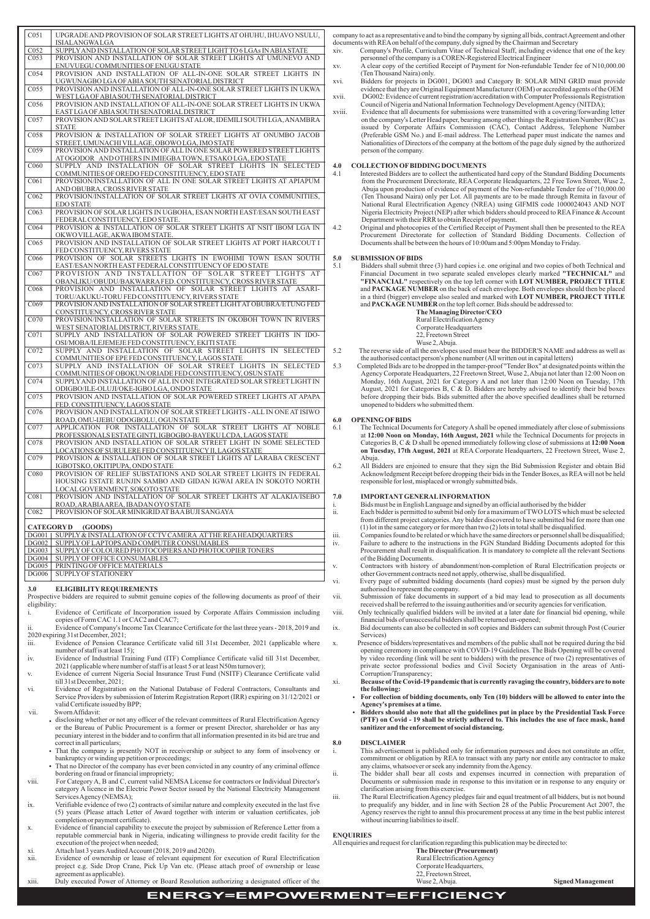| | |
|---|---|
| C051 | UPGRADE AND PROVISION OF SOLAR STREET LIGHTS AT OHUHU, IHUAVO NSULU, ISIALA NGWA LGA |
| C052 | SUPPLY AND INSTALLATION OF SOLAR STREET LIGHT TO 6 LGAs IN ABIA STATE |
| C053 | PROVISION AND INSTALLATION OF SOLAR STREET LIGHTS AT UMUNEVO AND ENUVUEGU COMMUNITIES OF ENUGU STATE |
| C054 | PROVISION AND INSTALLATION OF ALL-IN-ONE SOLAR STREET LIGHTS IN UGWUNAGBO LGA OF ABIA SOUTH SENATORIAL DISTRICT |
| C055 | PROVISION AND INSTALLATION OF ALL-IN-ONE SOLAR STREET LIGHTS IN UKWA WEST LGA OF ABIA SOUTH SENATORIAL DISTRICT |
| C056 | PROVISION AND INSTALLATION OF ALL-IN-ONE SOLAR STREET LIGHTS IN UKWA EAST LGA OF ABIA SOUTH SENATORIAL DISTRICT |
| C057 | PROVISION AND SOLAR STREET LIGHTS AT ALOR, IDEMILI SOUTH LGA, ANAMBRA STATE |
| C058 | PROVISION & INSTALLATION OF SOLAR STREET LIGHTS AT ONUMBO JACOB STREET, UMUNACHI VILLAGE, OBOWO LGA, IMO STATE |
| C059 | PROVISION AND INSTALLATION OF ALL IN ONE SOLAR POWERED STREET LIGHTS AT OGODOR AND OTHERS IN IMIEGBA TOWN, ETSAKO LGA, EDO STATE |
| C060 | SUPPLY AND INSTALLATION OF SOLAR STREET LIGHTS IN SELECTED COMMUNITIES OF OREDO FED CONSTITUENCY, EDO STATE |
| C061 | PROVISION/INSTALLATION OF ALL IN ONE SOLAR STREET LIGHTS AT APIAPUM AND OBUBRA, CROSS RIVER STATE |
| C062 | PROVISION/INSTALLATION OF SOLAR STREET LIGHTS AT OVIA COMMUNITIES, EDO STATE |
| C063 | PROVISION OF SOLAR LIGHTS IN UGBOHA, ESAN NORTH EAST/ESAN SOUTH EAST FEDERAL CONSTITUENCY, EDO STATE. |
| C064 | PROVISION & INSTALLATION OF SOLAR STREET LIGHTS AT NSIT IBOM LGA IN OKWO VILLAGE, AKWA IBOM STATE. |
| C065 | PROVISION AND INSTALLATION OF SOLAR STREET LIGHTS AT PORT HARCOUT I FED CONSTITUENCY, RIVERS STATE |
| C066 | PROVISION OF SOLAR STREETS LIGHTS IN EWOHIMI TOWN ESAN SOUTH EAST/ESAN NORTH EAST FEDERAL CONSTITUENCY OF EDO STATE |
| C067 | PROVISION AND INSTALLATION OF SOLAR STREET LIGHTS AT OBANLIKU/OBUDU/BAKWARRA FED. CONSTITUENCY, CROSS RIVER STATE |
| C068 | PROVISION AND INSTALLATION OF SOLAR STREET LIGHTS AT ASARI-TORU/AKUKU-TORU FED CONSTITUENCY, RIVERS STATE |
| C069 | PROVISION AND INSTALLATION OF SOLAR STREET LIGHT AT OBUBRA/ETUNG FED CONSTITUENCY, CROSS RIVER STATE |
| C070 | PROVISION/INSTALLATION OF SOLAR STREETS IN OKOBOH TOWN IN RIVERS WEST SENATORIAL DISTRICT, RIVERS STATE. |
| C071 | SUPPLY AND INSTALLATION OF SOLAR POWERED STREET LIGHTS IN IDO-OSI/MOBA/ILEJEMEJE FED CONSTITUENCY, EKITI STATE |
| C072 | SUPPLY AND INSTALLATION OF SOLAR STREET LIGHTS IN SELECTED COMMUNITIES OF EPE FED CONSTITUENCY, LAGOS STATE |
| C073 | SUPPLY AND INSTALLATION OF SOLAR STREET LIGHTS IN SELECTED COMMUNITIES OF OBOKUN/ORIADE FED CONSTITUENCY, OSUN STATE |
| C074 | SUPPLY AND INSTALLATION OF ALL IN ONE INTEGRATED SOLAR STREET LIGHT IN ODIGBO/ILE-OLUJI/OKE-IGBO LGA, ONDO STATE |
| C075 | PROVISION AND INSTALLATION OF SOLAR POWERED STREET LIGHTS AT APAPA FED. CONSTITUENCY, LAGOS STATE |
| C076 | PROVISION AND INSTALLATION OF SOLAR STREET LIGHTS - ALL IN ONE AT ISIWO ROAD, OMU-IJEBU ODOGBOLU, OGUN STATE |
| C077 | APPLICATION FOR INSTALLATION OF SOLAR STREET LIGHTS AT NOBLE PROFESSIONALS ESTATE GINTI, IGBOGBO-BAYEKU LCDA, LAGOS STATE |
| C078 | PROVISION AND INSTALLATION OF SOLAR STREET LIGHT IN SOME SELECTED LOCATIONS OF SURULERE FED CONSTITUENCY II, LAGOS STATE |
| C079 | PROVISION & INSTALLATION OF SOLAR STREET LIGHTS AT LARABA CRESCENT IGBOTSKO, OKITIPUPA, ONDO STATE |
| C080 | PROVISION OF RELIEF SUBSTATIONS AND SOLAR STREET LIGHTS IN FEDERAL HOUSING ESTATE RUNJIN SAMBO AND GIDAN IGWAI AREA IN SOKOTO NORTH LOCAL GOVERNMENT, SOKOTO STATE |
| C081 | PROVISION AND INSTALLATION OF SOLAR STREET LIGHTS AT ALAKIA/ISEBO ROAD, ARABIA AREA, IBADAN OYO STATE |
| C082 | PROVISION OF SOLAR MINIGRID AT BAA BUJI SANGAYA |

**CATEGORY D (GOODS)**

| | |
|---|---|
| DG001 | SUPPLY & INSTALLATION OF CCTV CAMERA AT THE REA HEADQUARTERS |
| DG002 | SUPPLY OF LAPTOPS AND COMPUTER CONSUMABLES |
| DG003 | SUPPLY OF COLOURED PHOTOCOPIERS AND PHOTOCOPIER TONERS |
| DG004 | SUPPLY OF OFFICE CONSUMABLES |
| DG005 | PRINTING OF OFFICE MATERIALS |
| DG006 | SUPPLY OF STATIONERY |

## 3.0 ELIGIBILITY REQUIREMENTS

Prospective bidders are required to submit genuine copies of the following documents as proof of their eligibility:

i. Evidence of Certificate of Incorporation issued by Corporate Affairs Commission including copies of Form CAC 1.1 or CAC2 and CAC7;

ii. Evidence of Company's Income Tax Clearance Certificate for the last three years - 2018, 2019 and 2020 expiring 31st December, 2021;

iii. Evidence of Pension Clearance Certificate valid till 31st December, 2021 (applicable where number of staff is at least 15);

iv. Evidence of Industrial Training Fund (ITF) Compliance Certificate valid till 31st December, 2021 (applicable where number of staff is at least 5 or at least N50m turnover);

v. Evidence of current Nigeria Social Insurance Trust Fund (NSITF) Clearance Certificate valid till 31st December, 2021;

vi. Evidence of Registration on the National Database of Federal Contractors, Consultants and Service Providers by submission of Interim Registration Report (IRR) expiring on 31/12/2021 or valid Certificate issued by BPP;

vii. Sworn Affidavit:
- disclosing whether or not any officer of the relevant committees of Rural Electrification Agency or the Bureau of Public Procurement is a former or present Director, shareholder or has any pecuniary interest in the bidder and to confirm that all information presented in its bid are true and correct in all particulars;
- That the company is presently NOT in receivership or subject to any form of insolvency or bankruptcy or winding up petition or proceedings;
- That no Director of the company has ever been convicted in any country of any criminal offence bordering on fraud or financial impropriety;

viii. For Category A, B and C, current valid NEMSA License for contractors or Individual Director's category A licence in the Electric Power Sector issued by the National Electricity Management Services Agency (NEMSA);

ix. Verifiable evidence of two (2) contracts of similar nature and complexity executed in the last five (5) years (Please attach Letter of Award together with interim or valuation certificates, job completion or payment certificate).

x. Evidence of financial capability to execute the project by submission of Reference Letter from a reputable commercial bank in Nigeria, indicating willingness to provide credit facility for the execution of the project when needed;

xi. Attach last 3 years Audited Account (2018, 2019 and 2020).

xii. Evidence of ownership or lease of relevant equipment for execution of Rural Electrification project e.g. Side Drop Crane, Pick Up Van etc. (Please attach proof of ownership or lease agreement as applicable).

xiii. Duly executed Power of Attorney or Board Resolution authorizing a designated officer of the company to act as a representative and to bind the company by signing all bids, contract Agreement and other documents with REA on behalf of the company, duly signed by the Chairman and Secretary

xiv. Company's Profile, Curriculum Vitae of Technical Staff, including evidence that one of the key personnel of the company is a COREN-Registered Electrical Engineer

xv. A clear copy of the certified Receipt of Payment for Non-refundable Tender fee of N10,000.00 (Ten Thousand Naira) only.

xvi. Bidders for projects in DG001, DG003 and Category B: SOLAR MINI GRID must provide evidence that they are Original Equipment Manufacturer (OEM) or accredited agents of the OEM

xvii. DG002: Evidence of current registration/accreditation with Computer Professionals Registration Council of Nigeria and National Information Technology Development Agency (NITDA);

xviii. Evidence that all documents for submissions were transmitted with a covering/forwarding letter on the company's Letter Head paper, bearing among other things the Registration Number (RC) as issued by Corporate Affairs Commission (CAC), Contact Address, Telephone Number (Preferable GSM No.) and E-mail address. The Letterhead paper must indicate the names and Nationalities of Directors of the company at the bottom of the page duly signed by the authorized person of the company.

## 4.0 COLLECTION OF BIDDING DOCUMENTS

4.1 Interested Bidders are to collect the authenticated hard copy of the Standard Bidding Documents from the Procurement Directorate, REA Corporate Headquarters, 22 Free Town Street, Wuse 2, Abuja upon production of evidence of payment of the Non-refundable Tender fee of ?10,000.00 (Ten Thousand Naira) only per Lot. All payments are to be made through Remita in favour of National Rural Electrification Agency (NREA) using GIFMIS code 1000024043 AND NOT Nigeria Electricity Project (NEP) after which bidders should proceed to REA Finance & Account Department with their RRR to obtain Receipt of payment.

4.2 Original and photocopies of the Certified Receipt of Payment shall then be presented to the REA Procurement Directorate for collection of Standard Bidding Documents. Collection of Documents shall be between the hours of 10:00am and 5:00pm Monday to Friday.

## 5.0 SUBMISSION OF BIDS

5.1 Bidders shall submit three (3) hard copies i.e. one original and two copies of both Technical and Financial Document in two separate sealed envelopes clearly marked **"TECHNICAL"** and **"FINANCIAL"** respectively on the top left corner with **LOT NUMBER, PROJECT TITLE** and **PACKAGE NUMBER** on the back of each envelope. Both envelopes should then be placed in a third (bigger) envelope also sealed and marked with **LOT NUMBER, PROJECT TITLE** and **PACKAGE NUMBER** on the top left corner. Bids should be addressed to:

**The Managing Director/CEO**
Rural Electrification Agency
Corporate Headquarters
22, Freetown Street
Wuse 2, Abuja.

5.2 The reverse side of all the envelopes used must bear the BIDDER'S NAME and address as well as the authorised contact person's phone number (All written out in capital letters)

5.3 Completed Bids are to be dropped in the tamper-proof "Tender Box" at designated points within the Agency Corporate Headquarters, 22 Freetown Street, Wuse 2, Abuja not later than 12:00 Noon on Monday, 16th August, 2021 for Category A and not later than 12:00 Noon on Tuesday, 17th August, 2021 for Categories B, C & D. Bidders are hereby advised to identify their bid boxes before dropping their bids. Bids submitted after the above specified deadlines shall be returned unopened to bidders who submitted them.

## 6.0 OPENING OF BIDS

6.1 The Technical Documents for Category A shall be opened immediately after close of submissions at **12:00 Noon on Monday, 16th August, 2021** while the Technical Documents for projects in Categories B, C & D shall be opened immediately following close of submissions at **12:00 Noon on Tuesday, 17th August, 2021** at REA Corporate Headquarters, 22 Freetown Street, Wuse 2, Abuja.

6.2 All Bidders are enjoined to ensure that they sign the Bid Submission Register and obtain Bid Acknowledgment Receipt before dropping their bids in the Tender Boxes, as REA will not be held responsible for lost, misplaced or wrongly submitted bids.

## 7.0 IMPORTANT GENERAL INFORMATION

i. Bids must be in English Language and signed by an official authorised by the bidder

ii. Each bidder is permitted to submit bid only for a maximum of TWO LOTS which must be selected from different project categories. Any bidder discovered to have submitted bid for more than one (1) lot in the same category or for more than two (2) lots in total shall be disqualified.

iii. Companies found to be related or which have the same directors or personnel shall be disqualified;

iv. Failure to adhere to the instructions in the FGN Standard Bidding Documents adopted for this Procurement shall result in disqualification. It is mandatory to complete all the relevant Sections of the Bidding Documents.

v. Contractors with history of abandonment/non-completion of Rural Electrification projects or other Government contracts need not apply, otherwise, shall be disqualified.

vi. Every page of submitted bidding documents (hard copies) must be signed by the person duly authorised to represent the company.

vii. Submission of fake documents in support of a bid may lead to prosecution as all documents received shall be referred to the issuing authorities and/or security agencies for verification.

viii. Only technically qualified bidders will be invited at a later date for financial bid opening, while financial bids of unsuccessful bidders shall be returned un-opened;

ix. Bid documents can also be collected in soft copies and Bidders can submit through Post (Courier Services)

x. Presence of bidders/representatives and members of the public shall not be required during the bid opening ceremony in compliance with COVID-19 Guidelines. The Bids Opening will be covered by video recording (link will be sent to bidders) with the presence of two (2) representatives of private sector professional bodies and Civil Society Organisation in the areas of Anti-Corruption/Transparency;

xi. **Because of the Covid-19 pandemic that is currently ravaging the country, bidders are to note the following:**
- **For collection of bidding documents, only Ten (10) bidders will be allowed to enter into the Agency's premises at a time.**
- **Bidders should also note that all the guidelines put in place by the Presidential Task Force (PTF) on Covid - 19 shall be strictly adhered to. This includes the use of face mask, hand sanitizer and the enforcement of social distancing.**

## 8.0 DISCLAIMER

i. This advertisement is published only for information purposes and does not constitute an offer, commitment or obligation by REA to transact with any party nor entitle any contractor to make any claims, whatsoever or seek any indemnity from the Agency.

ii. The bidder shall bear all costs and expenses incurred in connection with preparation of Documents or submission made in response to this invitation or in response to any enquiry or clarification arising from this exercise.

iii. The Rural Electrification Agency pledges fair and equal treatment of all bidders, but is not bound to prequalify any bidder, and in line with Section 28 of the Public Procurement Act 2007, the Agency reserves the right to annul this procurement process at any time in the best public interest without incurring liabilities to itself.

## ENQUIRIES

All enquiries and request for clarification regarding this publication may be directed to:

**The Director (Procurement)**
Rural Electrification Agency
Corporate Headquarters,
22, Freetown Street,
Wuse 2, Abuja.

**Signed Management**

**ENERGY=EMPOWERMENT=EFFICIENCY**